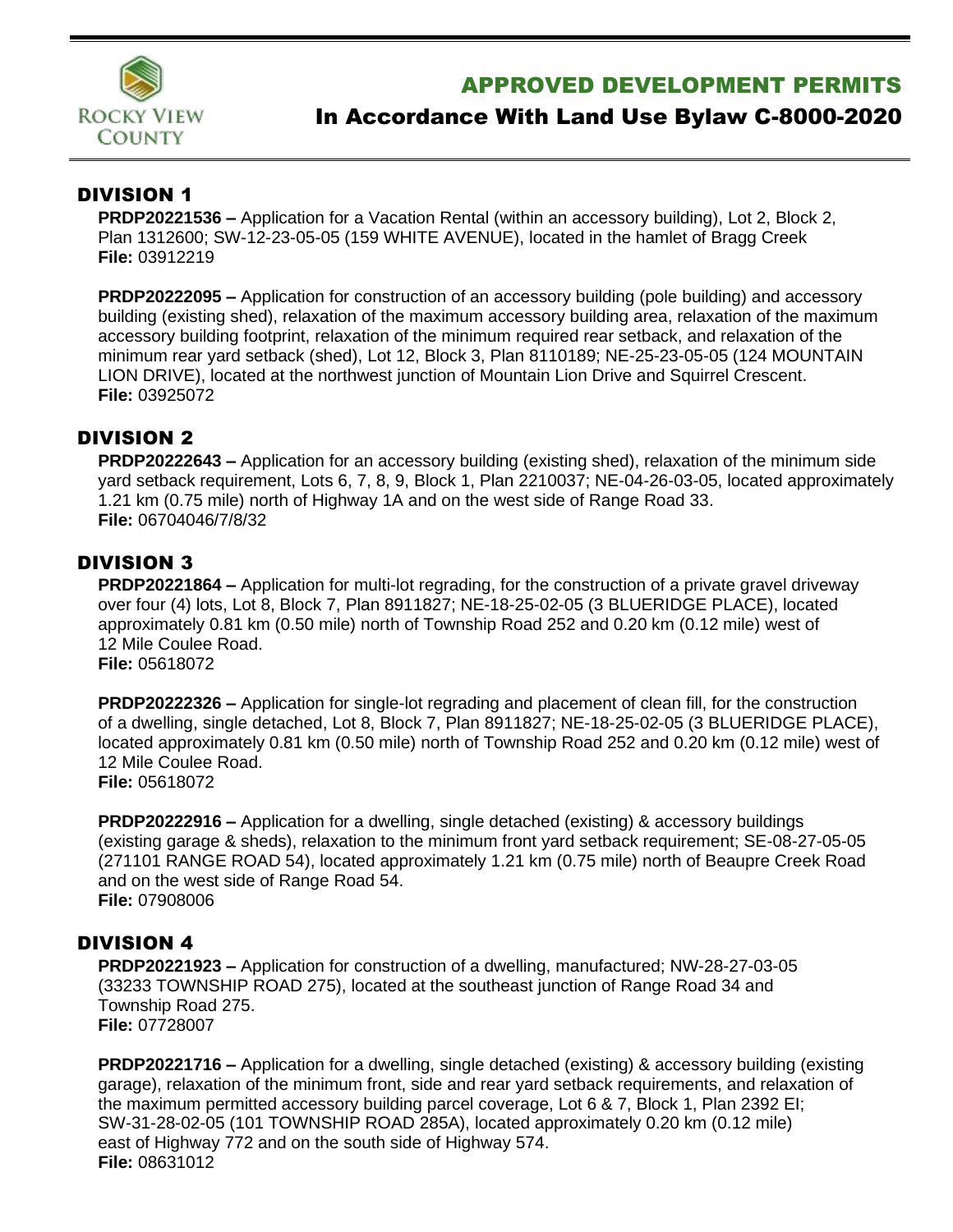ROCKY VIEW COUNTY

# APPROVED DEVELOPMENT PERMITS

## In Accordance With Land Use Bylaw C-8000-2020

## DIVISION 1

**PRDP20221536 –** Application for a Vacation Rental (within an accessory building), Lot 2, Block 2, Plan 1312600; SW-12-23-05-05 (159 WHITE AVENUE), located in the hamlet of Bragg Creek
**File:** 03912219

**PRDP20222095 –** Application for construction of an accessory building (pole building) and accessory building (existing shed), relaxation of the maximum accessory building area, relaxation of the maximum accessory building footprint, relaxation of the minimum required rear setback, and relaxation of the minimum rear yard setback (shed), Lot 12, Block 3, Plan 8110189; NE-25-23-05-05 (124 MOUNTAIN LION DRIVE), located at the northwest junction of Mountain Lion Drive and Squirrel Crescent.
**File:** 03925072

## DIVISION 2

**PRDP20222643 –** Application for an accessory building (existing shed), relaxation of the minimum side yard setback requirement, Lots 6, 7, 8, 9, Block 1, Plan 2210037; NE-04-26-03-05, located approximately 1.21 km (0.75 mile) north of Highway 1A and on the west side of Range Road 33.
**File:** 06704046/7/8/32

## DIVISION 3

**PRDP20221864 –** Application for multi-lot regrading, for the construction of a private gravel driveway over four (4) lots, Lot 8, Block 7, Plan 8911827; NE-18-25-02-05 (3 BLUERIDGE PLACE), located approximately 0.81 km (0.50 mile) north of Township Road 252 and 0.20 km (0.12 mile) west of 12 Mile Coulee Road.
**File:** 05618072

**PRDP20222326 –** Application for single-lot regrading and placement of clean fill, for the construction of a dwelling, single detached, Lot 8, Block 7, Plan 8911827; NE-18-25-02-05 (3 BLUERIDGE PLACE), located approximately 0.81 km (0.50 mile) north of Township Road 252 and 0.20 km (0.12 mile) west of 12 Mile Coulee Road.
**File:** 05618072

**PRDP20222916 –** Application for a dwelling, single detached (existing) & accessory buildings (existing garage & sheds), relaxation to the minimum front yard setback requirement; SE-08-27-05-05 (271101 RANGE ROAD 54), located approximately 1.21 km (0.75 mile) north of Beaupre Creek Road and on the west side of Range Road 54.
**File:** 07908006

## DIVISION 4

**PRDP20221923 –** Application for construction of a dwelling, manufactured; NW-28-27-03-05 (33233 TOWNSHIP ROAD 275), located at the southeast junction of Range Road 34 and Township Road 275.
**File:** 07728007

**PRDP20221716 –** Application for a dwelling, single detached (existing) & accessory building (existing garage), relaxation of the minimum front, side and rear yard setback requirements, and relaxation of the maximum permitted accessory building parcel coverage, Lot 6 & 7, Block 1, Plan 2392 EI; SW-31-28-02-05 (101 TOWNSHIP ROAD 285A), located approximately 0.20 km (0.12 mile) east of Highway 772 and on the south side of Highway 574.
**File:** 08631012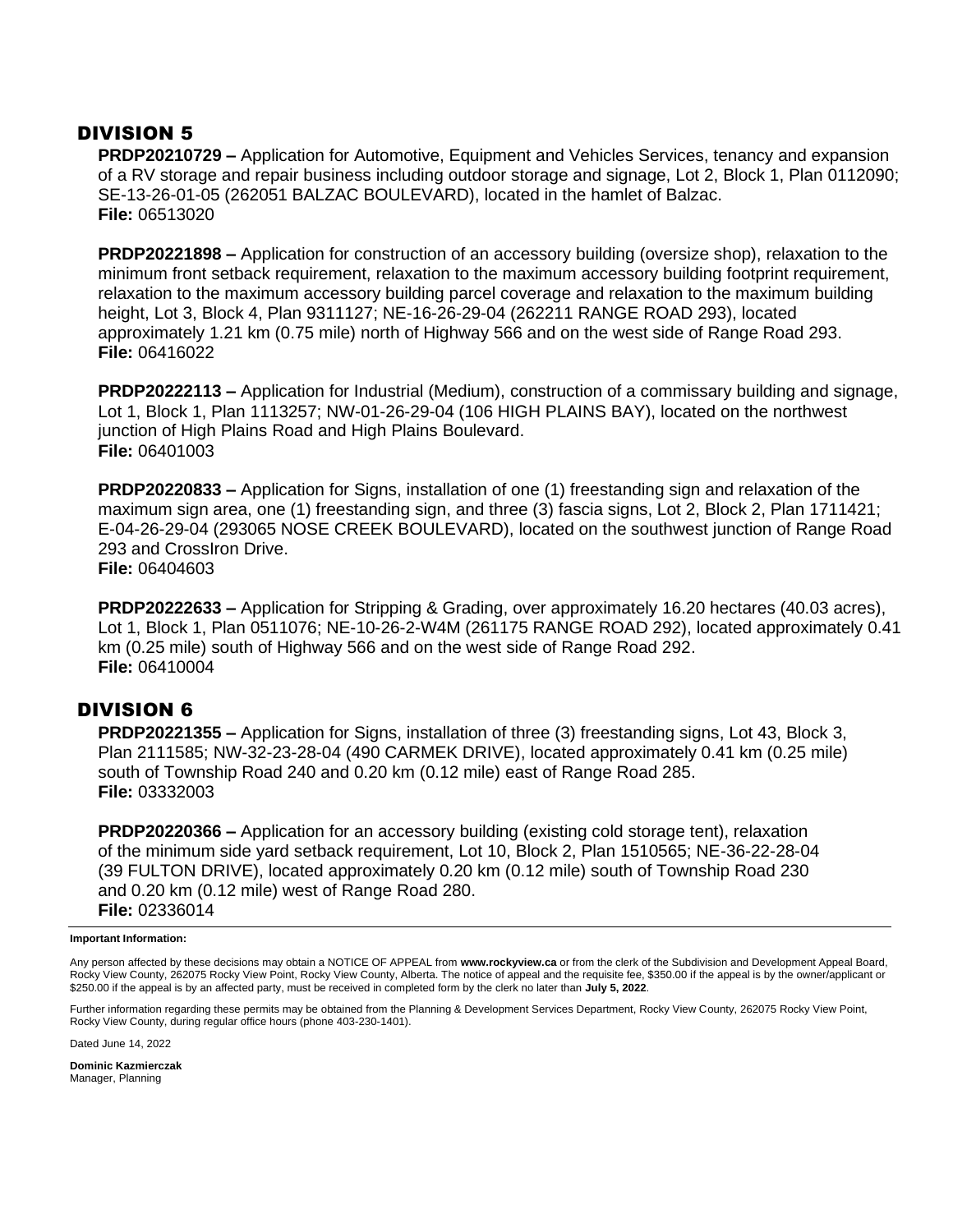## DIVISION 5

**PRDP20210729 –** Application for Automotive, Equipment and Vehicles Services, tenancy and expansion of a RV storage and repair business including outdoor storage and signage, Lot 2, Block 1, Plan 0112090; SE-13-26-01-05 (262051 BALZAC BOULEVARD), located in the hamlet of Balzac.
**File:** 06513020

**PRDP20221898 –** Application for construction of an accessory building (oversize shop), relaxation to the minimum front setback requirement, relaxation to the maximum accessory building footprint requirement, relaxation to the maximum accessory building parcel coverage and relaxation to the maximum building height, Lot 3, Block 4, Plan 9311127; NE-16-26-29-04 (262211 RANGE ROAD 293), located approximately 1.21 km (0.75 mile) north of Highway 566 and on the west side of Range Road 293.
**File:** 06416022

**PRDP20222113 –** Application for Industrial (Medium), construction of a commissary building and signage, Lot 1, Block 1, Plan 1113257; NW-01-26-29-04 (106 HIGH PLAINS BAY), located on the northwest junction of High Plains Road and High Plains Boulevard.
**File:** 06401003

**PRDP20220833 –** Application for Signs, installation of one (1) freestanding sign and relaxation of the maximum sign area, one (1) freestanding sign, and three (3) fascia signs, Lot 2, Block 2, Plan 1711421; E-04-26-29-04 (293065 NOSE CREEK BOULEVARD), located on the southwest junction of Range Road 293 and CrossIron Drive.
**File:** 06404603

**PRDP20222633 –** Application for Stripping & Grading, over approximately 16.20 hectares (40.03 acres), Lot 1, Block 1, Plan 0511076; NE-10-26-2-W4M (261175 RANGE ROAD 292), located approximately 0.41 km (0.25 mile) south of Highway 566 and on the west side of Range Road 292.
**File:** 06410004

## DIVISION 6

**PRDP20221355 –** Application for Signs, installation of three (3) freestanding signs, Lot 43, Block 3, Plan 2111585; NW-32-23-28-04 (490 CARMEK DRIVE), located approximately 0.41 km (0.25 mile) south of Township Road 240 and 0.20 km (0.12 mile) east of Range Road 285.
**File:** 03332003

**PRDP20220366 –** Application for an accessory building (existing cold storage tent), relaxation of the minimum side yard setback requirement, Lot 10, Block 2, Plan 1510565; NE-36-22-28-04 (39 FULTON DRIVE), located approximately 0.20 km (0.12 mile) south of Township Road 230 and 0.20 km (0.12 mile) west of Range Road 280.
**File:** 02336014

---

**Important Information:**

Any person affected by these decisions may obtain a NOTICE OF APPEAL from **www.rockyview.ca** or from the clerk of the Subdivision and Development Appeal Board, Rocky View County, 262075 Rocky View Point, Rocky View County, Alberta. The notice of appeal and the requisite fee, $350.00 if the appeal is by the owner/applicant or $250.00 if the appeal is by an affected party, must be received in completed form by the clerk no later than **July 5, 2022**.

Further information regarding these permits may be obtained from the Planning & Development Services Department, Rocky View County, 262075 Rocky View Point, Rocky View County, during regular office hours (phone 403-230-1401).

Dated June 14, 2022

**Dominic Kazmierczak**
Manager, Planning